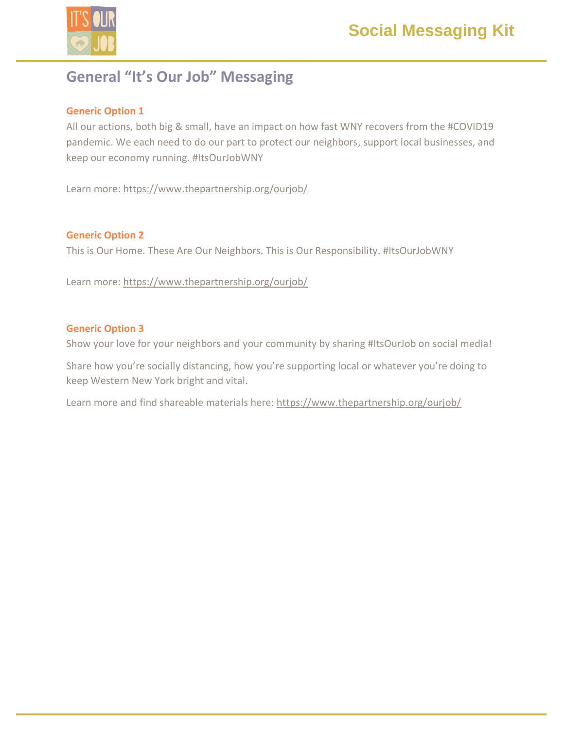# Social Messaging Kit

## General "It's Our Job" Messaging

### Generic Option 1

All our actions, both big & small, have an impact on how fast WNY recovers from the #COVID19 pandemic. We each need to do our part to protect our neighbors, support local businesses, and keep our economy running. #ItsOurJobWNY

Learn more: https://www.thepartnership.org/ourjob/

### Generic Option 2

This is Our Home. These Are Our Neighbors. This is Our Responsibility. #ItsOurJobWNY

Learn more: https://www.thepartnership.org/ourjob/

### Generic Option 3

Show your love for your neighbors and your community by sharing #ItsOurJob on social media!

Share how you're socially distancing, how you're supporting local or whatever you're doing to keep Western New York bright and vital.

Learn more and find shareable materials here: https://www.thepartnership.org/ourjob/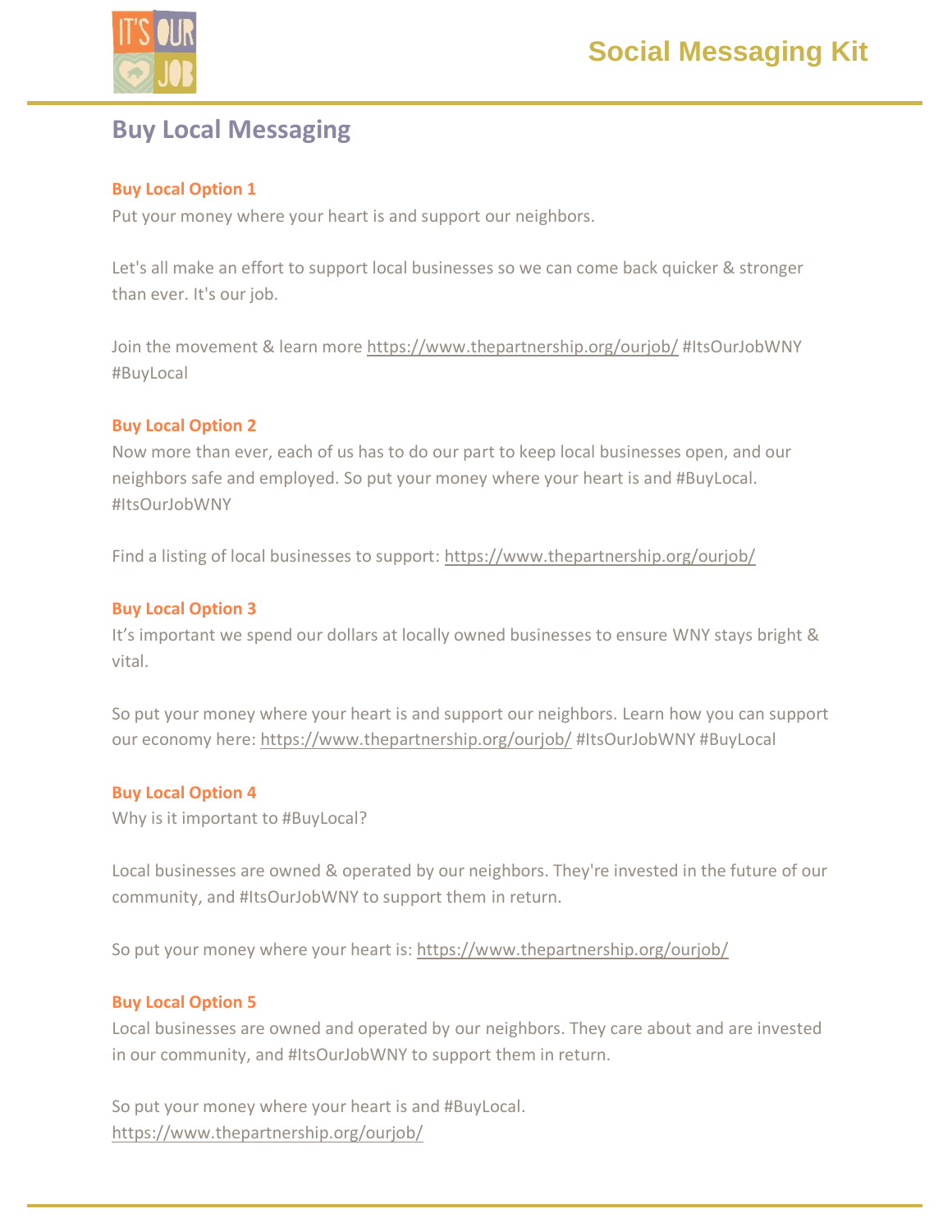# Social Messaging Kit

## Buy Local Messaging

### Buy Local Option 1

Put your money where your heart is and support our neighbors.

Let's all make an effort to support local businesses so we can come back quicker & stronger than ever. It's our job.

Join the movement & learn more https://www.thepartnership.org/ourjob/ #ItsOurJobWNY #BuyLocal

### Buy Local Option 2

Now more than ever, each of us has to do our part to keep local businesses open, and our neighbors safe and employed. So put your money where your heart is and #BuyLocal. #ItsOurJobWNY

Find a listing of local businesses to support: https://www.thepartnership.org/ourjob/

### Buy Local Option 3

It's important we spend our dollars at locally owned businesses to ensure WNY stays bright & vital.

So put your money where your heart is and support our neighbors. Learn how you can support our economy here: https://www.thepartnership.org/ourjob/ #ItsOurJobWNY #BuyLocal

### Buy Local Option 4

Why is it important to #BuyLocal?

Local businesses are owned & operated by our neighbors. They're invested in the future of our community, and #ItsOurJobWNY to support them in return.

So put your money where your heart is: https://www.thepartnership.org/ourjob/

### Buy Local Option 5

Local businesses are owned and operated by our neighbors. They care about and are invested in our community, and #ItsOurJobWNY to support them in return.

So put your money where your heart is and #BuyLocal. https://www.thepartnership.org/ourjob/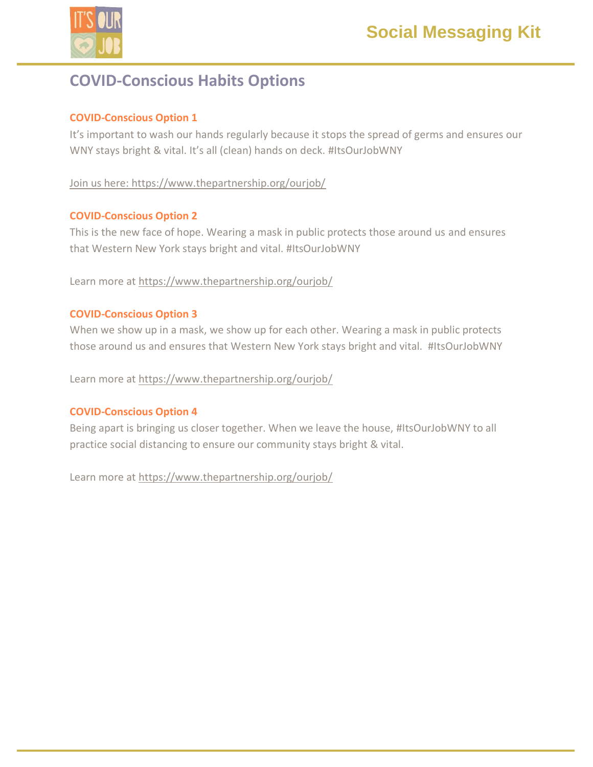# COVID-Conscious Habits Options

**COVID-Conscious Option 1**

It's important to wash our hands regularly because it stops the spread of germs and ensures our WNY stays bright & vital. It's all (clean) hands on deck. #ItsOurJobWNY

Join us here: https://www.thepartnership.org/ourjob/

**COVID-Conscious Option 2**

This is the new face of hope. Wearing a mask in public protects those around us and ensures that Western New York stays bright and vital. #ItsOurJobWNY

Learn more at https://www.thepartnership.org/ourjob/

**COVID-Conscious Option 3**

When we show up in a mask, we show up for each other. Wearing a mask in public protects those around us and ensures that Western New York stays bright and vital. #ItsOurJobWNY

Learn more at https://www.thepartnership.org/ourjob/

**COVID-Conscious Option 4**

Being apart is bringing us closer together. When we leave the house, #ItsOurJobWNY to all practice social distancing to ensure our community stays bright & vital.

Learn more at https://www.thepartnership.org/ourjob/